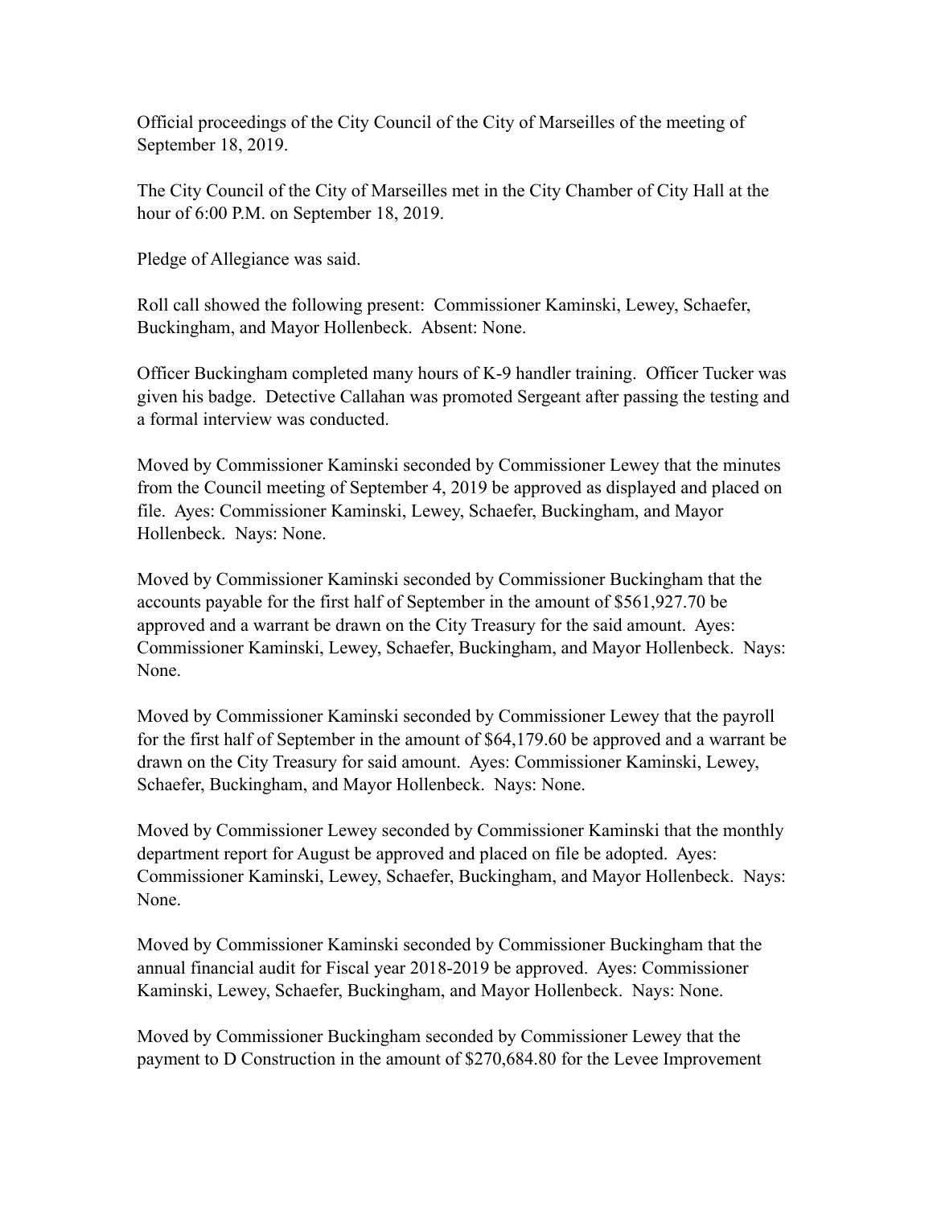Official proceedings of the City Council of the City of Marseilles of the meeting of September 18, 2019.

The City Council of the City of Marseilles met in the City Chamber of City Hall at the hour of 6:00 P.M. on September 18, 2019.

Pledge of Allegiance was said.

Roll call showed the following present: Commissioner Kaminski, Lewey, Schaefer, Buckingham, and Mayor Hollenbeck. Absent: None.

Officer Buckingham completed many hours of K-9 handler training. Officer Tucker was given his badge. Detective Callahan was promoted Sergeant after passing the testing and a formal interview was conducted.

Moved by Commissioner Kaminski seconded by Commissioner Lewey that the minutes from the Council meeting of September 4, 2019 be approved as displayed and placed on file. Ayes: Commissioner Kaminski, Lewey, Schaefer, Buckingham, and Mayor Hollenbeck. Nays: None.

Moved by Commissioner Kaminski seconded by Commissioner Buckingham that the accounts payable for the first half of September in the amount of $561,927.70 be approved and a warrant be drawn on the City Treasury for the said amount. Ayes: Commissioner Kaminski, Lewey, Schaefer, Buckingham, and Mayor Hollenbeck. Nays: None.

Moved by Commissioner Kaminski seconded by Commissioner Lewey that the payroll for the first half of September in the amount of $64,179.60 be approved and a warrant be drawn on the City Treasury for said amount. Ayes: Commissioner Kaminski, Lewey, Schaefer, Buckingham, and Mayor Hollenbeck. Nays: None.

Moved by Commissioner Lewey seconded by Commissioner Kaminski that the monthly department report for August be approved and placed on file be adopted. Ayes: Commissioner Kaminski, Lewey, Schaefer, Buckingham, and Mayor Hollenbeck. Nays: None.

Moved by Commissioner Kaminski seconded by Commissioner Buckingham that the annual financial audit for Fiscal year 2018-2019 be approved. Ayes: Commissioner Kaminski, Lewey, Schaefer, Buckingham, and Mayor Hollenbeck. Nays: None.

Moved by Commissioner Buckingham seconded by Commissioner Lewey that the payment to D Construction in the amount of $270,684.80 for the Levee Improvement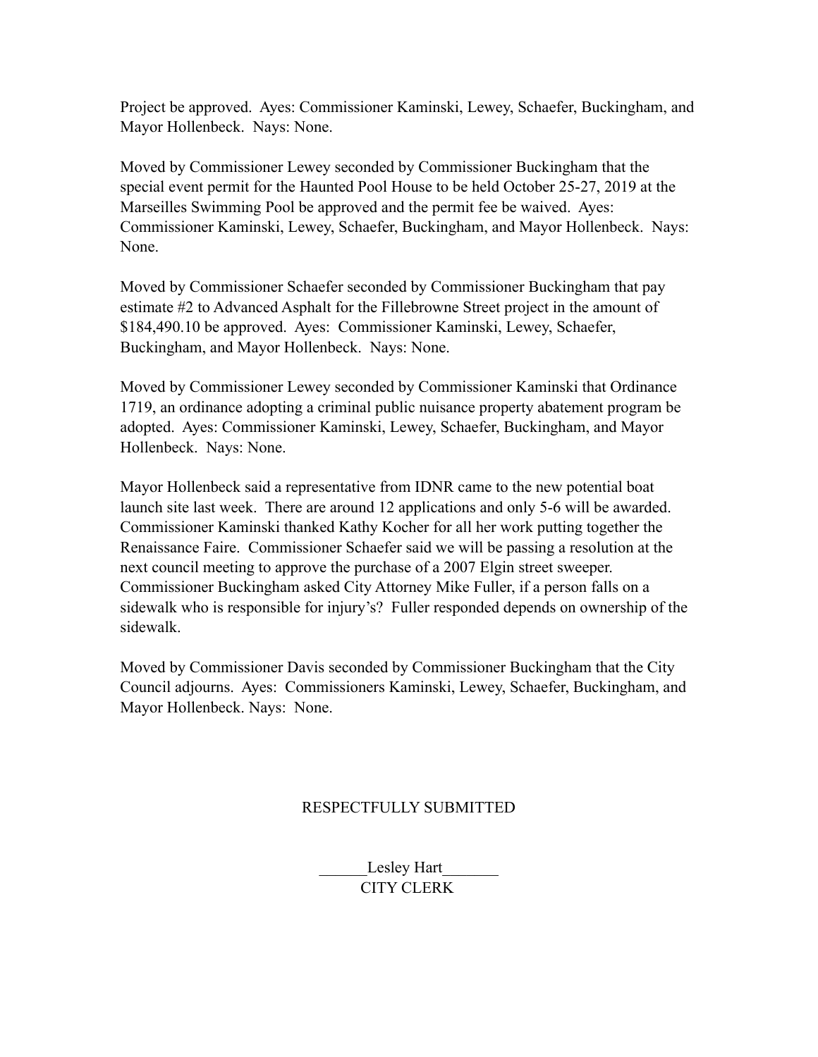Project be approved. Ayes: Commissioner Kaminski, Lewey, Schaefer, Buckingham, and Mayor Hollenbeck. Nays: None.

Moved by Commissioner Lewey seconded by Commissioner Buckingham that the special event permit for the Haunted Pool House to be held October 25-27, 2019 at the Marseilles Swimming Pool be approved and the permit fee be waived. Ayes: Commissioner Kaminski, Lewey, Schaefer, Buckingham, and Mayor Hollenbeck. Nays: None.

Moved by Commissioner Schaefer seconded by Commissioner Buckingham that pay estimate #2 to Advanced Asphalt for the Fillebrowne Street project in the amount of $184,490.10 be approved. Ayes: Commissioner Kaminski, Lewey, Schaefer, Buckingham, and Mayor Hollenbeck. Nays: None.

Moved by Commissioner Lewey seconded by Commissioner Kaminski that Ordinance 1719, an ordinance adopting a criminal public nuisance property abatement program be adopted. Ayes: Commissioner Kaminski, Lewey, Schaefer, Buckingham, and Mayor Hollenbeck. Nays: None.

Mayor Hollenbeck said a representative from IDNR came to the new potential boat launch site last week. There are around 12 applications and only 5-6 will be awarded. Commissioner Kaminski thanked Kathy Kocher for all her work putting together the Renaissance Faire. Commissioner Schaefer said we will be passing a resolution at the next council meeting to approve the purchase of a 2007 Elgin street sweeper. Commissioner Buckingham asked City Attorney Mike Fuller, if a person falls on a sidewalk who is responsible for injury's? Fuller responded depends on ownership of the sidewalk.

Moved by Commissioner Davis seconded by Commissioner Buckingham that the City Council adjourns. Ayes: Commissioners Kaminski, Lewey, Schaefer, Buckingham, and Mayor Hollenbeck. Nays: None.

RESPECTFULLY SUBMITTED

______Lesley Hart_______
CITY CLERK